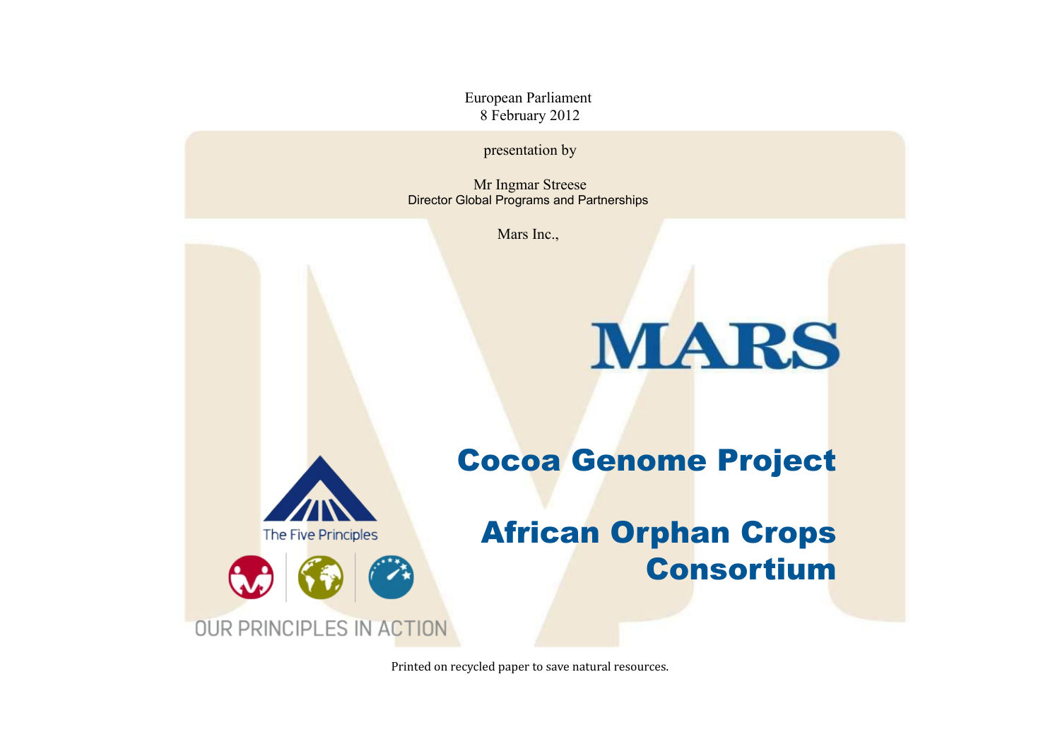European Parliament
8 February 2012

presentation by

Mr Ingmar Streese
Director Global Programs and Partnerships

Mars Inc.,

MARS

# Cocoa Genome Project

# African Orphan Crops Consortium

The Five Principles

OUR PRINCIPLES IN ACTION

Printed on recycled paper to save natural resources.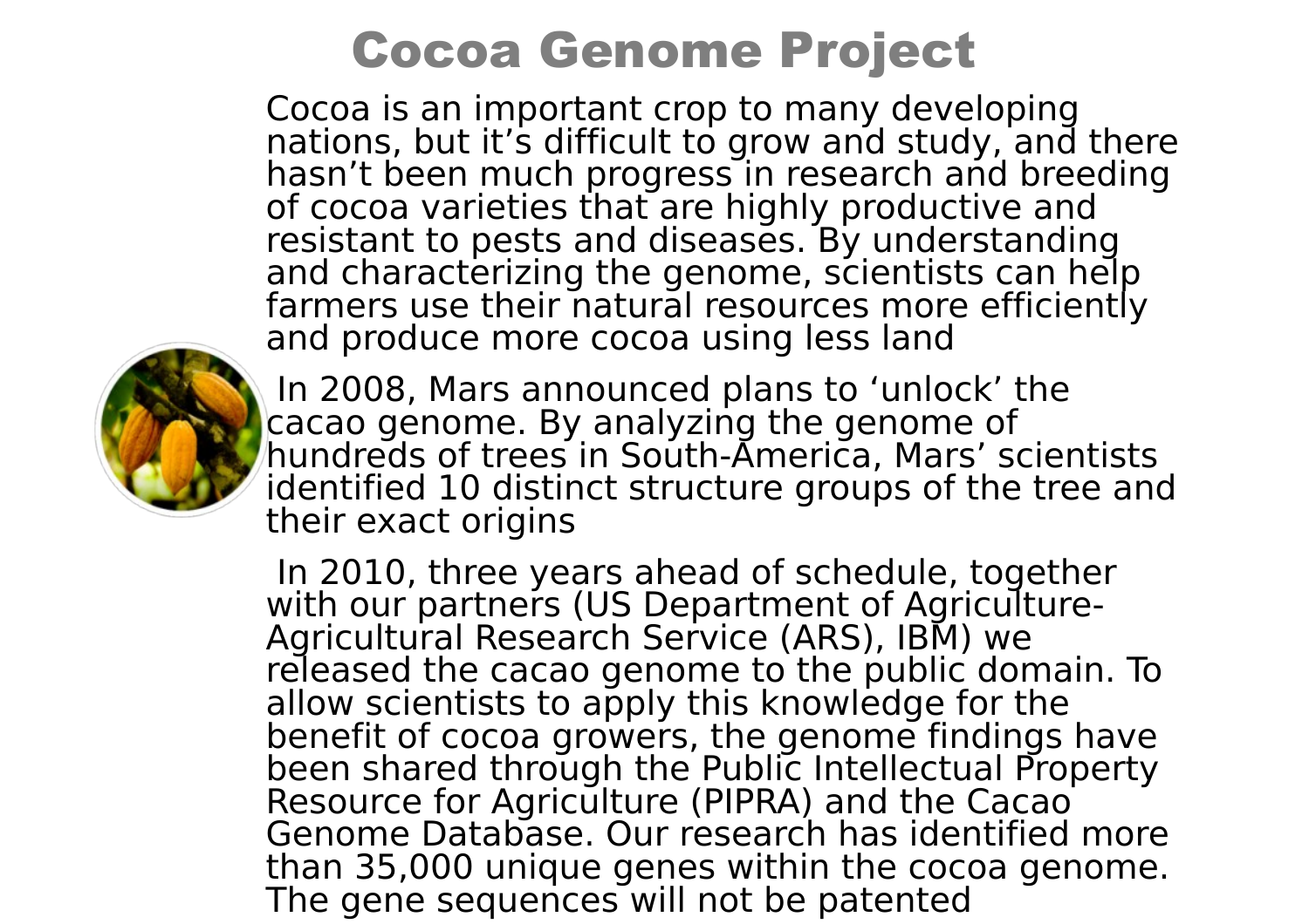# Cocoa Genome Project

Cocoa is an important crop to many developing nations, but it's difficult to grow and study, and there hasn't been much progress in research and breeding of cocoa varieties that are highly productive and resistant to pests and diseases. By understanding and characterizing the genome, scientists can help farmers use their natural resources more efficiently and produce more cocoa using less land

In 2008, Mars announced plans to 'unlock' the cacao genome. By analyzing the genome of hundreds of trees in South-America, Mars' scientists identified 10 distinct structure groups of the tree and their exact origins

In 2010, three years ahead of schedule, together with our partners (US Department of Agriculture-Agricultural Research Service (ARS), IBM) we released the cacao genome to the public domain. To allow scientists to apply this knowledge for the benefit of cocoa growers, the genome findings have been shared through the Public Intellectual Property Resource for Agriculture (PIPRA) and the Cacao Genome Database. Our research has identified more than 35,000 unique genes within the cocoa genome. The gene sequences will not be patented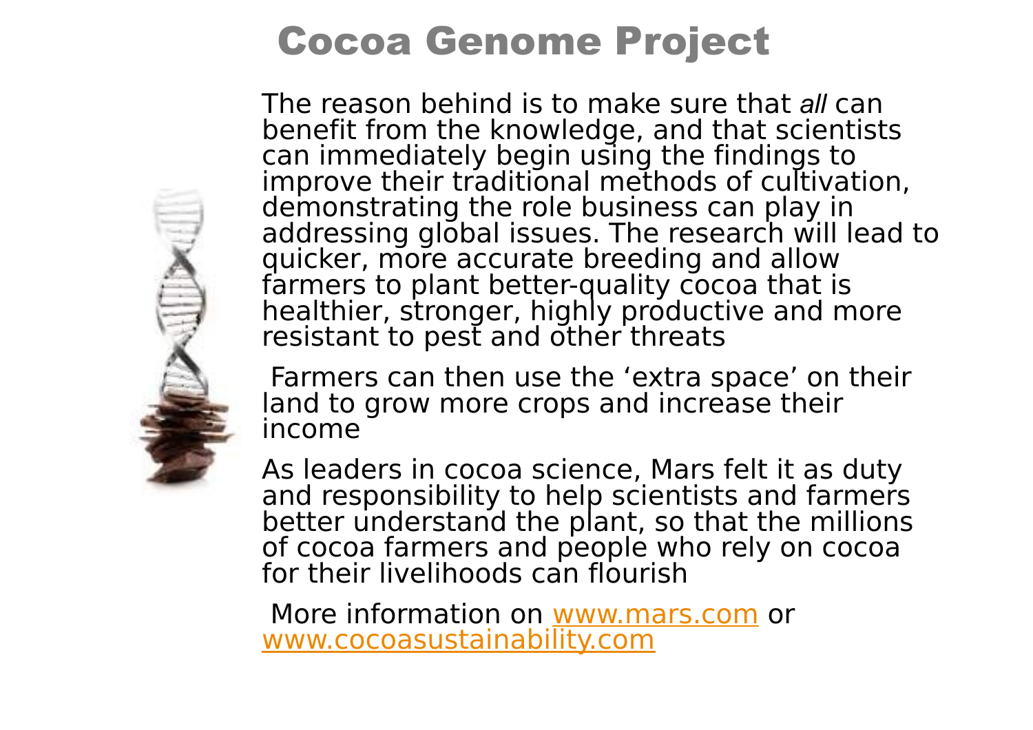# Cocoa Genome Project

The reason behind is to make sure that *all* can benefit from the knowledge, and that scientists can immediately begin using the findings to improve their traditional methods of cultivation, demonstrating the role business can play in addressing global issues. The research will lead to quicker, more accurate breeding and allow farmers to plant better-quality cocoa that is healthier, stronger, highly productive and more resistant to pest and other threats

Farmers can then use the 'extra space' on their land to grow more crops and increase their income

As leaders in cocoa science, Mars felt it as duty and responsibility to help scientists and farmers better understand the plant, so that the millions of cocoa farmers and people who rely on cocoa for their livelihoods can flourish

More information on [www.mars.com](http://www.mars.com) or [www.cocoasustainability.com](http://www.cocoasustainability.com)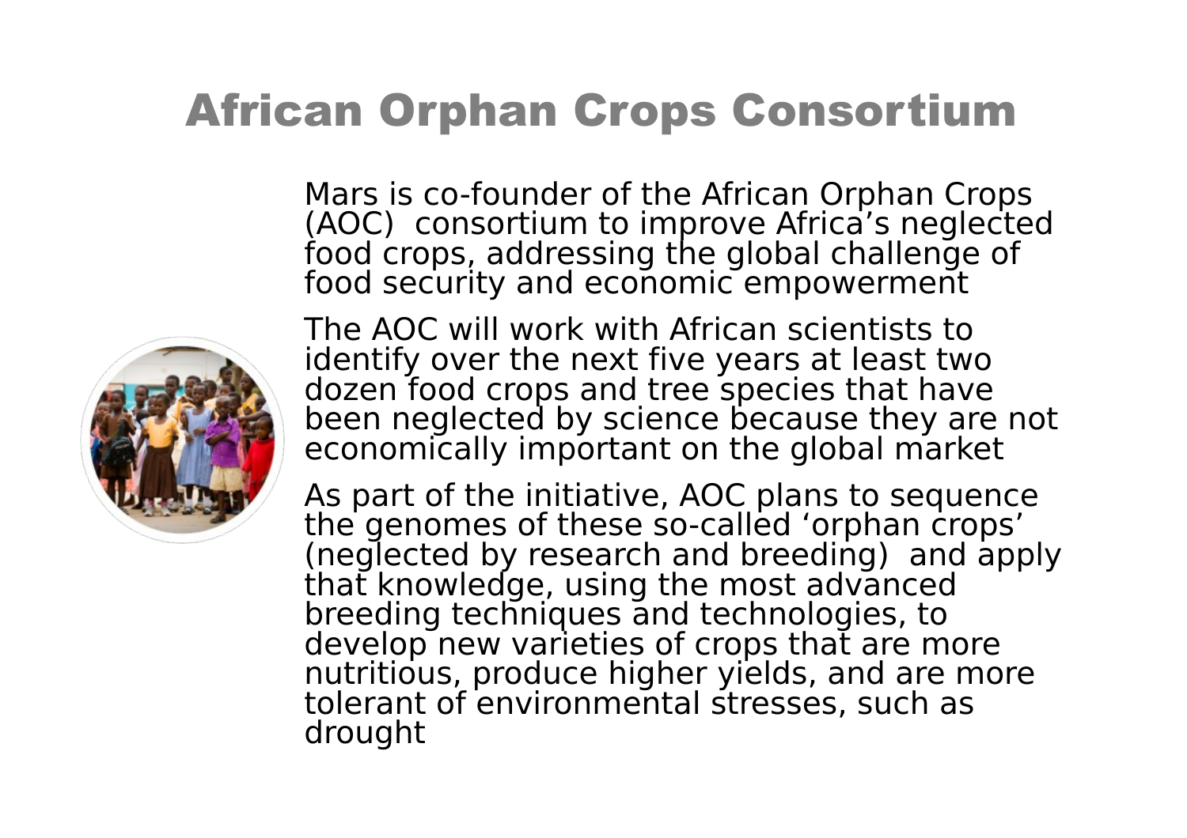# African Orphan Crops Consortium

Mars is co-founder of the African Orphan Crops (AOC) consortium to improve Africa's neglected food crops, addressing the global challenge of food security and economic empowerment

The AOC will work with African scientists to identify over the next five years at least two dozen food crops and tree species that have been neglected by science because they are not economically important on the global market

As part of the initiative, AOC plans to sequence the genomes of these so-called 'orphan crops' (neglected by research and breeding) and apply that knowledge, using the most advanced breeding techniques and technologies, to develop new varieties of crops that are more nutritious, produce higher yields, and are more tolerant of environmental stresses, such as drought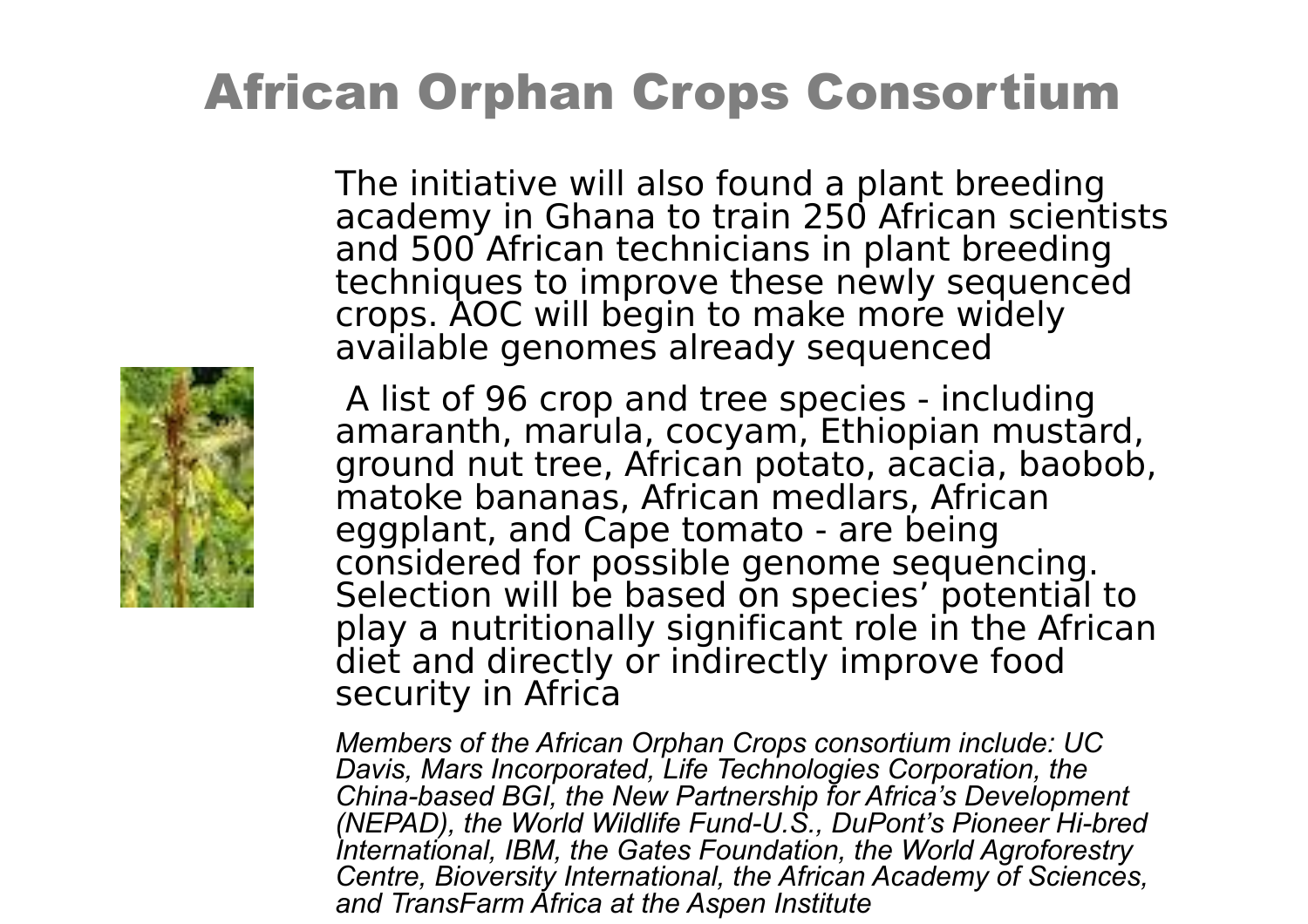# African Orphan Crops Consortium

The initiative will also found a plant breeding academy in Ghana to train 250 African scientists and 500 African technicians in plant breeding techniques to improve these newly sequenced crops. AOC will begin to make more widely available genomes already sequenced

A list of 96 crop and tree species - including amaranth, marula, cocyam, Ethiopian mustard, ground nut tree, African potato, acacia, baobob, matoke bananas, African medlars, African eggplant, and Cape tomato - are being considered for possible genome sequencing. Selection will be based on species' potential to play a nutritionally significant role in the African diet and directly or indirectly improve food security in Africa

*Members of the African Orphan Crops consortium include: UC Davis, Mars Incorporated, Life Technologies Corporation, the China-based BGI, the New Partnership for Africa's Development (NEPAD), the World Wildlife Fund-U.S., DuPont's Pioneer Hi-bred International, IBM, the Gates Foundation, the World Agroforestry Centre, Bioversity International, the African Academy of Sciences, and TransFarm Africa at the Aspen Institute*